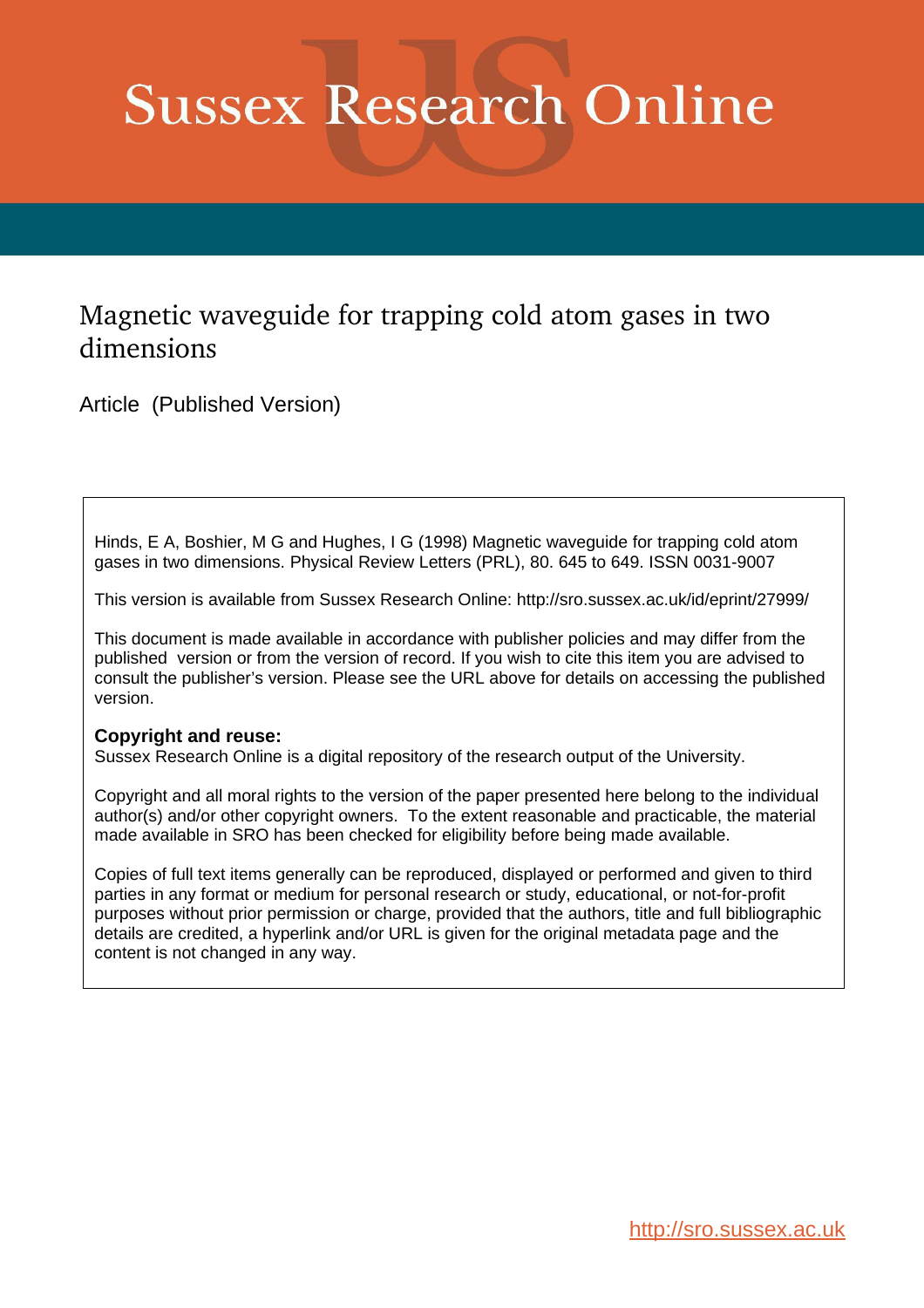# Sussex Research Online

## Magnetic waveguide for trapping cold atom gases in two dimensions

Article (Published Version)

Hinds, E A, Boshier, M G and Hughes, I G (1998) Magnetic waveguide for trapping cold atom gases in two dimensions. Physical Review Letters (PRL), 80. 645 to 649. ISSN 0031-9007

This version is available from Sussex Research Online: http://sro.sussex.ac.uk/id/eprint/27999/

This document is made available in accordance with publisher policies and may differ from the published version or from the version of record. If you wish to cite this item you are advised to consult the publisher's version. Please see the URL above for details on accessing the published version.

**Copyright and reuse:**
Sussex Research Online is a digital repository of the research output of the University.

Copyright and all moral rights to the version of the paper presented here belong to the individual author(s) and/or other copyright owners. To the extent reasonable and practicable, the material made available in SRO has been checked for eligibility before being made available.

Copies of full text items generally can be reproduced, displayed or performed and given to third parties in any format or medium for personal research or study, educational, or not-for-profit purposes without prior permission or charge, provided that the authors, title and full bibliographic details are credited, a hyperlink and/or URL is given for the original metadata page and the content is not changed in any way.

http://sro.sussex.ac.uk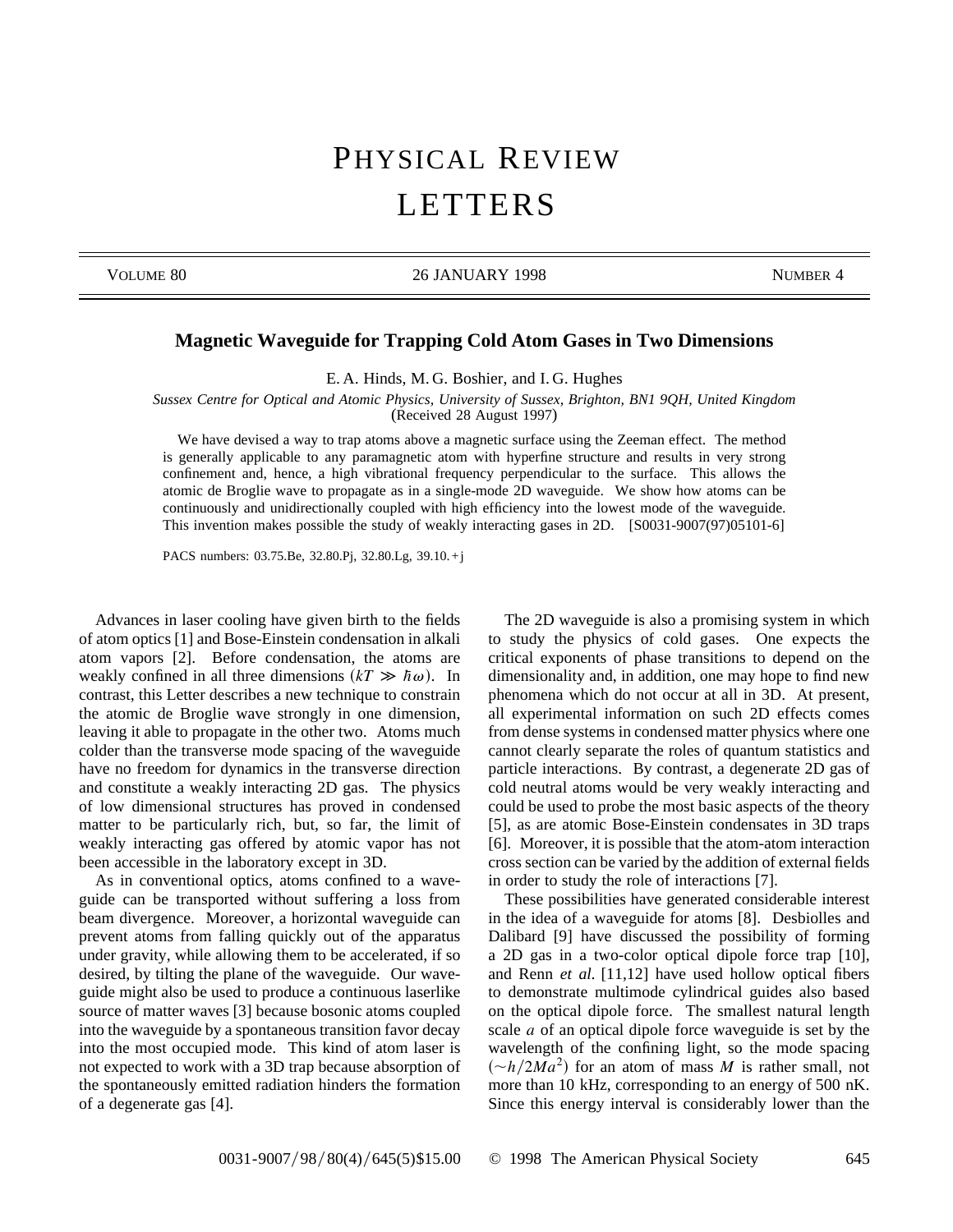# PHYSICAL REVIEW LETTERS

## Magnetic Waveguide for Trapping Cold Atom Gases in Two Dimensions

E. A. Hinds, M. G. Boshier, and I. G. Hughes

*Sussex Centre for Optical and Atomic Physics, University of Sussex, Brighton, BN1 9QH, United Kingdom*
(Received 28 August 1997)

We have devised a way to trap atoms above a magnetic surface using the Zeeman effect. The method is generally applicable to any paramagnetic atom with hyperfine structure and results in very strong confinement and, hence, a high vibrational frequency perpendicular to the surface. This allows the atomic de Broglie wave to propagate as in a single-mode 2D waveguide. We show how atoms can be continuously and unidirectionally coupled with high efficiency into the lowest mode of the waveguide. This invention makes possible the study of weakly interacting gases in 2D. [S0031-9007(97)05101-6]

PACS numbers: 03.75.Be, 32.80.Pj, 32.80.Lg, 39.10.+j

Advances in laser cooling have given birth to the fields of atom optics [1] and Bose-Einstein condensation in alkali atom vapors [2]. Before condensation, the atoms are weakly confined in all three dimensions ($kT \gg \hbar\omega$). In contrast, this Letter describes a new technique to constrain the atomic de Broglie wave strongly in one dimension, leaving it able to propagate in the other two. Atoms much colder than the transverse mode spacing of the waveguide have no freedom for dynamics in the transverse direction and constitute a weakly interacting 2D gas. The physics of low dimensional structures has proved in condensed matter to be particularly rich, but, so far, the limit of weakly interacting gas offered by atomic vapor has not been accessible in the laboratory except in 3D.

As in conventional optics, atoms confined to a waveguide can be transported without suffering a loss from beam divergence. Moreover, a horizontal waveguide can prevent atoms from falling quickly out of the apparatus under gravity, while allowing them to be accelerated, if so desired, by tilting the plane of the waveguide. Our waveguide might also be used to produce a continuous laserlike source of matter waves [3] because bosonic atoms coupled into the waveguide by a spontaneous transition favor decay into the most occupied mode. This kind of atom laser is not expected to work with a 3D trap because absorption of the spontaneously emitted radiation hinders the formation of a degenerate gas [4].

The 2D waveguide is also a promising system in which to study the physics of cold gases. One expects the critical exponents of phase transitions to depend on the dimensionality and, in addition, one may hope to find new phenomena which do not occur at all in 3D. At present, all experimental information on such 2D effects comes from dense systems in condensed matter physics where one cannot clearly separate the roles of quantum statistics and particle interactions. By contrast, a degenerate 2D gas of cold neutral atoms would be very weakly interacting and could be used to probe the most basic aspects of the theory [5], as are atomic Bose-Einstein condensates in 3D traps [6]. Moreover, it is possible that the atom-atom interaction cross section can be varied by the addition of external fields in order to study the role of interactions [7].

These possibilities have generated considerable interest in the idea of a waveguide for atoms [8]. Desbiolles and Dalibard [9] have discussed the possibility of forming a 2D gas in a two-color optical dipole force trap [10], and Renn *et al.* [11,12] have used hollow optical fibers to demonstrate multimode cylindrical guides also based on the optical dipole force. The smallest natural length scale $a$ of an optical dipole force waveguide is set by the wavelength of the confining light, so the mode spacing ($\sim h/2Ma^2$) for an atom of mass $M$ is rather small, not more than 10 kHz, corresponding to an energy of 500 nK. Since this energy interval is considerably lower than the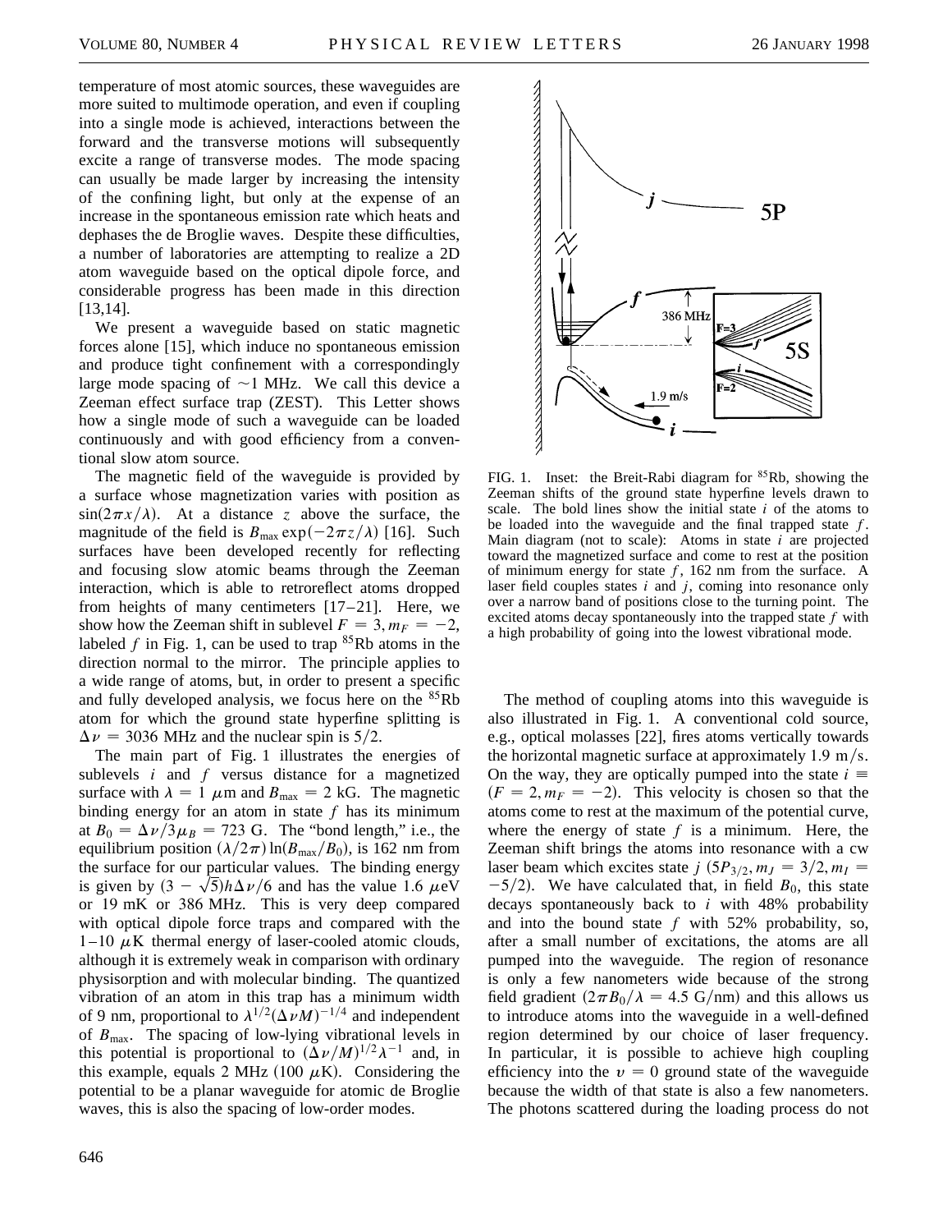temperature of most atomic sources, these waveguides are more suited to multimode operation, and even if coupling into a single mode is achieved, interactions between the forward and the transverse motions will subsequently excite a range of transverse modes. The mode spacing can usually be made larger by increasing the intensity of the confining light, but only at the expense of an increase in the spontaneous emission rate which heats and dephases the de Broglie waves. Despite these difficulties, a number of laboratories are attempting to realize a 2D atom waveguide based on the optical dipole force, and considerable progress has been made in this direction [13,14].

We present a waveguide based on static magnetic forces alone [15], which induce no spontaneous emission and produce tight confinement with a correspondingly large mode spacing of $\sim$1 MHz. We call this device a Zeeman effect surface trap (ZEST). This Letter shows how a single mode of such a waveguide can be loaded continuously and with good efficiency from a conventional slow atom source.

The magnetic field of the waveguide is provided by a surface whose magnetization varies with position as $\sin(2\pi x/\lambda)$. At a distance $z$ above the surface, the magnitude of the field is $B_{\max}\exp(-2\pi z/\lambda)$ [16]. Such surfaces have been developed recently for reflecting and focusing slow atomic beams through the Zeeman interaction, which is able to retroreflect atoms dropped from heights of many centimeters [17–21]. Here, we show how the Zeeman shift in sublevel $F=3, m_F=-2$, labeled $f$ in Fig. 1, can be used to trap $^{85}$Rb atoms in the direction normal to the mirror. The principle applies to a wide range of atoms, but, in order to present a specific and fully developed analysis, we focus here on the $^{85}$Rb atom for which the ground state hyperfine splitting is $\Delta\nu = 3036$ MHz and the nuclear spin is 5/2.

The main part of Fig. 1 illustrates the energies of sublevels $i$ and $f$ versus distance for a magnetized surface with $\lambda = 1\ \mu$m and $B_{\max} = 2$ kG. The magnetic binding energy for an atom in state $f$ has its minimum at $B_0 = \Delta\nu/3\mu_B = 723$ G. The "bond length," i.e., the equilibrium position $(\lambda/2\pi)\ln(B_{\max}/B_0)$, is 162 nm from the surface for our particular values. The binding energy is given by $(3-\sqrt{5})h\Delta\nu/6$ and has the value 1.6 $\mu$eV or 19 mK or 386 MHz. This is very deep compared with optical dipole force traps and compared with the 1–10 $\mu$K thermal energy of laser-cooled atomic clouds, although it is extremely weak in comparison with ordinary physisorption and with molecular binding. The quantized vibration of an atom in this trap has a minimum width of 9 nm, proportional to $\lambda^{1/2}(\Delta\nu M)^{-1/4}$ and independent of $B_{\max}$. The spacing of low-lying vibrational levels in this potential is proportional to $(\Delta\nu/M)^{1/2}\lambda^{-1}$ and, in this example, equals 2 MHz (100 $\mu$K). Considering the potential to be a planar waveguide for atomic de Broglie waves, this is also the spacing of low-order modes.

FIG. 1. Inset: the Breit-Rabi diagram for $^{85}$Rb, showing the Zeeman shifts of the ground state hyperfine levels drawn to scale. The bold lines show the initial state $i$ of the atoms to be loaded into the waveguide and the final trapped state $f$. Main diagram (not to scale): Atoms in state $i$ are projected toward the magnetized surface and come to rest at the position of minimum energy for state $f$, 162 nm from the surface. A laser field couples states $i$ and $j$, coming into resonance only over a narrow band of positions close to the turning point. The excited atoms decay spontaneously into the trapped state $f$ with a high probability of going into the lowest vibrational mode.

The method of coupling atoms into this waveguide is also illustrated in Fig. 1. A conventional cold source, e.g., optical molasses [22], fires atoms vertically towards the horizontal magnetic surface at approximately 1.9 m/s. On the way, they are optically pumped into the state $i \equiv (F=2, m_F=-2)$. This velocity is chosen so that the atoms come to rest at the maximum of the potential curve, where the energy of state $f$ is a minimum. Here, the Zeeman shift brings the atoms into resonance with a cw laser beam which excites state $j$ $(5P_{3/2}, m_J = 3/2, m_I = -5/2)$. We have calculated that, in field $B_0$, this state decays spontaneously back to $i$ with 48% probability and into the bound state $f$ with 52% probability, so, after a small number of excitations, the atoms are all pumped into the waveguide. The region of resonance is only a few nanometers wide because of the strong field gradient $(2\pi B_0/\lambda = 4.5$ G/nm$)$ and this allows us to introduce atoms into the waveguide in a well-defined region determined by our choice of laser frequency. In particular, it is possible to achieve high coupling efficiency into the $v=0$ ground state of the waveguide because the width of that state is also a few nanometers. The photons scattered during the loading process do not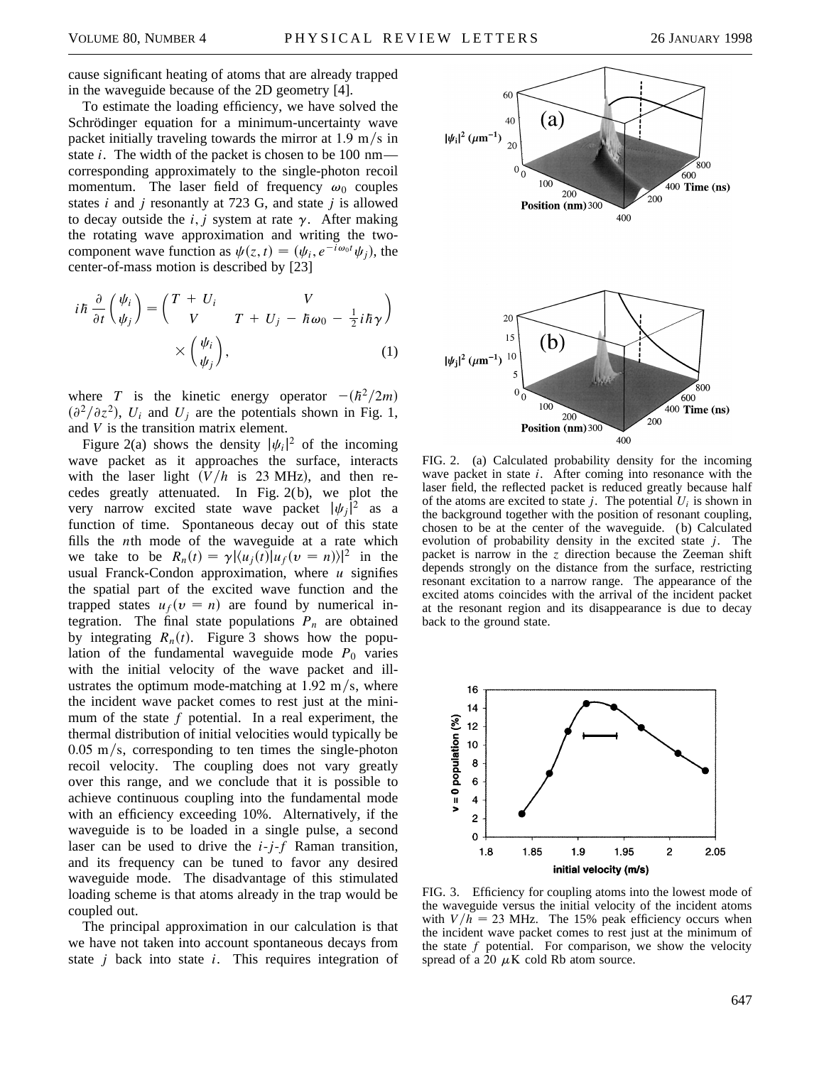cause significant heating of atoms that are already trapped in the waveguide because of the 2D geometry [4].

To estimate the loading efficiency, we have solved the Schrödinger equation for a minimum-uncertainty wave packet initially traveling towards the mirror at 1.9 m/s in state $i$. The width of the packet is chosen to be 100 nm—corresponding approximately to the single-photon recoil momentum. The laser field of frequency $\omega_0$ couples states $i$ and $j$ resonantly at 723 G, and state $j$ is allowed to decay outside the $i, j$ system at rate $\gamma$. After making the rotating wave approximation and writing the two-component wave function as $\psi(z,t) = (\psi_i, e^{-i\omega_0 t}\psi_j)$, the center-of-mass motion is described by [23]

$$i\hbar \frac{\partial}{\partial t}\begin{pmatrix}\psi_i \\ \psi_j\end{pmatrix} = \begin{pmatrix} T + U_i & V \\ V & T + U_j - \hbar\omega_0 - \frac{1}{2}i\hbar\gamma \end{pmatrix} \times \begin{pmatrix}\psi_i \\ \psi_j\end{pmatrix}, \tag{1}$$

where $T$ is the kinetic energy operator $-(\hbar^2/2m)(\partial^2/\partial z^2)$, $U_i$ and $U_j$ are the potentials shown in Fig. 1, and $V$ is the transition matrix element.

Figure 2(a) shows the density $|\psi_i|^2$ of the incoming wave packet as it approaches the surface, interacts with the laser light ($V/h$ is 23 MHz), and then recedes greatly attenuated. In Fig. 2(b), we plot the very narrow excited state wave packet $|\psi_j|^2$ as a function of time. Spontaneous decay out of this state fills the $n$th mode of the waveguide at a rate which we take to be $R_n(t) = \gamma|\langle u_j(t)|u_f(v = n)\rangle|^2$ in the usual Franck-Condon approximation, where $u$ signifies the spatial part of the excited wave function and the trapped states $u_f(v = n)$ are found by numerical integration. The final state populations $P_n$ are obtained by integrating $R_n(t)$. Figure 3 shows how the population of the fundamental waveguide mode $P_0$ varies with the initial velocity of the wave packet and illustrates the optimum mode-matching at 1.92 m/s, where the incident wave packet comes to rest just at the minimum of the state $f$ potential. In a real experiment, the thermal distribution of initial velocities would typically be 0.05 m/s, corresponding to ten times the single-photon recoil velocity. The coupling does not vary greatly over this range, and we conclude that it is possible to achieve continuous coupling into the fundamental mode with an efficiency exceeding 10%. Alternatively, if the waveguide is to be loaded in a single pulse, a second laser can be used to drive the $i$-$j$-$f$ Raman transition, and its frequency can be tuned to favor any desired waveguide mode. The disadvantage of this stimulated loading scheme is that atoms already in the trap would be coupled out.

The principal approximation in our calculation is that we have not taken into account spontaneous decays from state $j$ back into state $i$. This requires integration of

FIG. 2. (a) Calculated probability density for the incoming wave packet in state $i$. After coming into resonance with the laser field, the reflected packet is reduced greatly because half of the atoms are excited to state $j$. The potential $U_i$ is shown in the background together with the position of resonant coupling, chosen to be at the center of the waveguide. (b) Calculated evolution of probability density in the excited state $j$. The packet is narrow in the $z$ direction because the Zeeman shift depends strongly on the distance from the surface, restricting resonant excitation to a narrow range. The appearance of the excited atoms coincides with the arrival of the incident packet at the resonant region and its disappearance is due to decay back to the ground state.

FIG. 3. Efficiency for coupling atoms into the lowest mode of the waveguide versus the initial velocity of the incident atoms with $V/h = 23$ MHz. The 15% peak efficiency occurs when the incident wave packet comes to rest just at the minimum of the state $f$ potential. For comparison, we show the velocity spread of a 20 $\mu$K cold Rb atom source.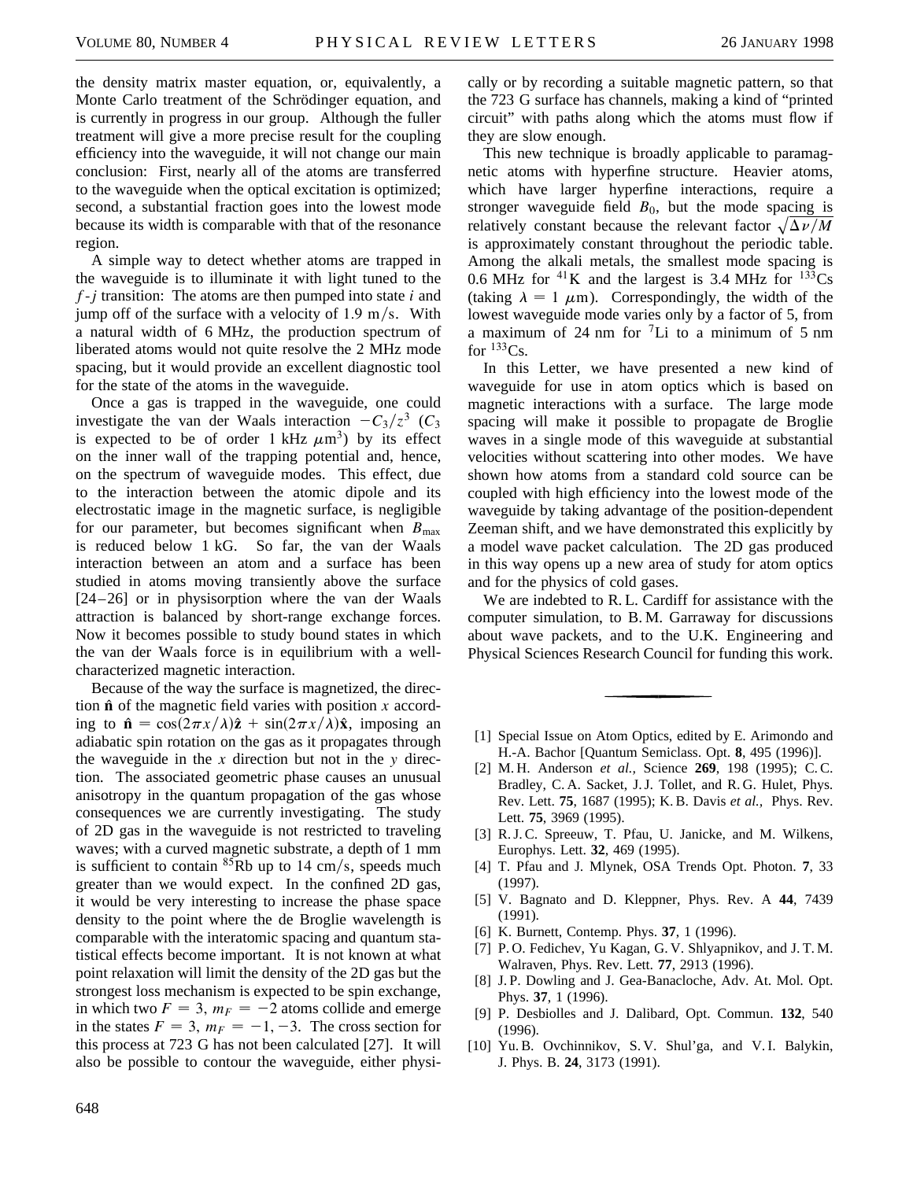the density matrix master equation, or, equivalently, a Monte Carlo treatment of the Schrödinger equation, and is currently in progress in our group. Although the fuller treatment will give a more precise result for the coupling efficiency into the waveguide, it will not change our main conclusion: First, nearly all of the atoms are transferred to the waveguide when the optical excitation is optimized; second, a substantial fraction goes into the lowest mode because its width is comparable with that of the resonance region.

A simple way to detect whether atoms are trapped in the waveguide is to illuminate it with light tuned to the $f$-$j$ transition: The atoms are then pumped into state $i$ and jump off of the surface with a velocity of 1.9 m/s. With a natural width of 6 MHz, the production spectrum of liberated atoms would not quite resolve the 2 MHz mode spacing, but it would provide an excellent diagnostic tool for the state of the atoms in the waveguide.

Once a gas is trapped in the waveguide, one could investigate the van der Waals interaction $-C_3/z^3$ ($C_3$ is expected to be of order 1 kHz $\mu$m$^3$) by its effect on the inner wall of the trapping potential and, hence, on the spectrum of waveguide modes. This effect, due to the interaction between the atomic dipole and its electrostatic image in the magnetic surface, is negligible for our parameter, but becomes significant when $B_{\max}$ is reduced below 1 kG. So far, the van der Waals interaction between an atom and a surface has been studied in atoms moving transiently above the surface [24–26] or in physisorption where the van der Waals attraction is balanced by short-range exchange forces. Now it becomes possible to study bound states in which the van der Waals force is in equilibrium with a well-characterized magnetic interaction.

Because of the way the surface is magnetized, the direction $\hat{\mathbf{n}}$ of the magnetic field varies with position $x$ according to $\hat{\mathbf{n}} = \cos(2\pi x/\lambda)\hat{\mathbf{z}} + \sin(2\pi x/\lambda)\hat{\mathbf{x}}$, imposing an adiabatic spin rotation on the gas as it propagates through the waveguide in the $x$ direction but not in the $y$ direction. The associated geometric phase causes an unusual anisotropy in the quantum propagation of the gas whose consequences we are currently investigating. The study of 2D gas in the waveguide is not restricted to traveling waves; with a curved magnetic substrate, a depth of 1 mm is sufficient to contain $^{85}$Rb up to 14 cm/s, speeds much greater than we would expect. In the confined 2D gas, it would be very interesting to increase the phase space density to the point where the de Broglie wavelength is comparable with the interatomic spacing and quantum statistical effects become important. It is not known at what point relaxation will limit the density of the 2D gas but the strongest loss mechanism is expected to be spin exchange, in which two $F = 3$, $m_F = -2$ atoms collide and emerge in the states $F = 3$, $m_F = -1, -3$. The cross section for this process at 723 G has not been calculated [27]. It will also be possible to contour the waveguide, either physically or by recording a suitable magnetic pattern, so that the 723 G surface has channels, making a kind of "printed circuit" with paths along which the atoms must flow if they are slow enough.

This new technique is broadly applicable to paramagnetic atoms with hyperfine structure. Heavier atoms, which have larger hyperfine interactions, require a stronger waveguide field $B_0$, but the mode spacing is relatively constant because the relevant factor $\sqrt{\Delta\nu/M}$ is approximately constant throughout the periodic table. Among the alkali metals, the smallest mode spacing is 0.6 MHz for $^{41}$K and the largest is 3.4 MHz for $^{133}$Cs (taking $\lambda = 1$ $\mu$m). Correspondingly, the width of the lowest waveguide mode varies only by a factor of 5, from a maximum of 24 nm for $^{7}$Li to a minimum of 5 nm for $^{133}$Cs.

In this Letter, we have presented a new kind of waveguide for use in atom optics which is based on magnetic interactions with a surface. The large mode spacing will make it possible to propagate de Broglie waves in a single mode of this waveguide at substantial velocities without scattering into other modes. We have shown how atoms from a standard cold source can be coupled with high efficiency into the lowest mode of the waveguide by taking advantage of the position-dependent Zeeman shift, and we have demonstrated this explicitly by a model wave packet calculation. The 2D gas produced in this way opens up a new area of study for atom optics and for the physics of cold gases.

We are indebted to R. L. Cardiff for assistance with the computer simulation, to B. M. Garraway for discussions about wave packets, and to the U.K. Engineering and Physical Sciences Research Council for funding this work.

---

[1] Special Issue on Atom Optics, edited by E. Arimondo and H.-A. Bachor [Quantum Semiclass. Opt. **8**, 495 (1996)].

[2] M. H. Anderson *et al.,* Science **269**, 198 (1995); C. C. Bradley, C. A. Sacket, J. J. Tollet, and R. G. Hulet, Phys. Rev. Lett. **75**, 1687 (1995); K. B. Davis *et al.,* Phys. Rev. Lett. **75**, 3969 (1995).

[3] R. J. C. Spreeuw, T. Pfau, U. Janicke, and M. Wilkens, Europhys. Lett. **32**, 469 (1995).

[4] T. Pfau and J. Mlynek, OSA Trends Opt. Photon. **7**, 33 (1997).

[5] V. Bagnato and D. Kleppner, Phys. Rev. A **44**, 7439 (1991).

[6] K. Burnett, Contemp. Phys. **37**, 1 (1996).

[7] P. O. Fedichev, Yu Kagan, G. V. Shlyapnikov, and J. T. M. Walraven, Phys. Rev. Lett. **77**, 2913 (1996).

[8] J. P. Dowling and J. Gea-Banacloche, Adv. At. Mol. Opt. Phys. **37**, 1 (1996).

[9] P. Desbiolles and J. Dalibard, Opt. Commun. **132**, 540 (1996).

[10] Yu. B. Ovchinnikov, S. V. Shul'ga, and V. I. Balykin, J. Phys. B. **24**, 3173 (1991).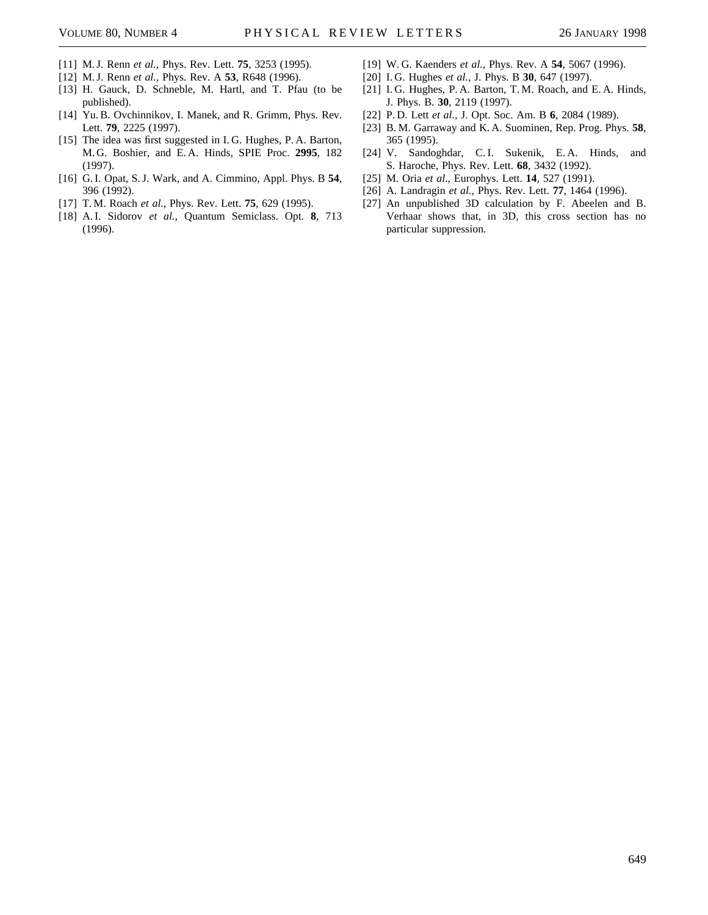[11] M. J. Renn *et al.,* Phys. Rev. Lett. **75**, 3253 (1995).

[12] M. J. Renn *et al.,* Phys. Rev. A **53**, R648 (1996).

[13] H. Gauck, D. Schneble, M. Hartl, and T. Pfau (to be published).

[14] Yu. B. Ovchinnikov, I. Manek, and R. Grimm, Phys. Rev. Lett. **79**, 2225 (1997).

[15] The idea was first suggested in I. G. Hughes, P. A. Barton, M. G. Boshier, and E. A. Hinds, SPIE Proc. **2995**, 182 (1997).

[16] G. I. Opat, S. J. Wark, and A. Cimmino, Appl. Phys. B **54**, 396 (1992).

[17] T. M. Roach *et al.,* Phys. Rev. Lett. **75**, 629 (1995).

[18] A. I. Sidorov *et al.,* Quantum Semiclass. Opt. **8**, 713 (1996).

[19] W. G. Kaenders *et al.,* Phys. Rev. A **54**, 5067 (1996).

[20] I. G. Hughes *et al.,* J. Phys. B **30**, 647 (1997).

[21] I. G. Hughes, P. A. Barton, T. M. Roach, and E. A. Hinds, J. Phys. B. **30**, 2119 (1997).

[22] P. D. Lett *et al.,* J. Opt. Soc. Am. B **6**, 2084 (1989).

[23] B. M. Garraway and K. A. Suominen, Rep. Prog. Phys. **58**, 365 (1995).

[24] V. Sandoghdar, C. I. Sukenik, E. A. Hinds, and S. Haroche, Phys. Rev. Lett. **68**, 3432 (1992).

[25] M. Oria *et al.,* Europhys. Lett. **14**, 527 (1991).

[26] A. Landragin *et al.,* Phys. Rev. Lett. **77**, 1464 (1996).

[27] An unpublished 3D calculation by F. Abeelen and B. Verhaar shows that, in 3D, this cross section has no particular suppression.